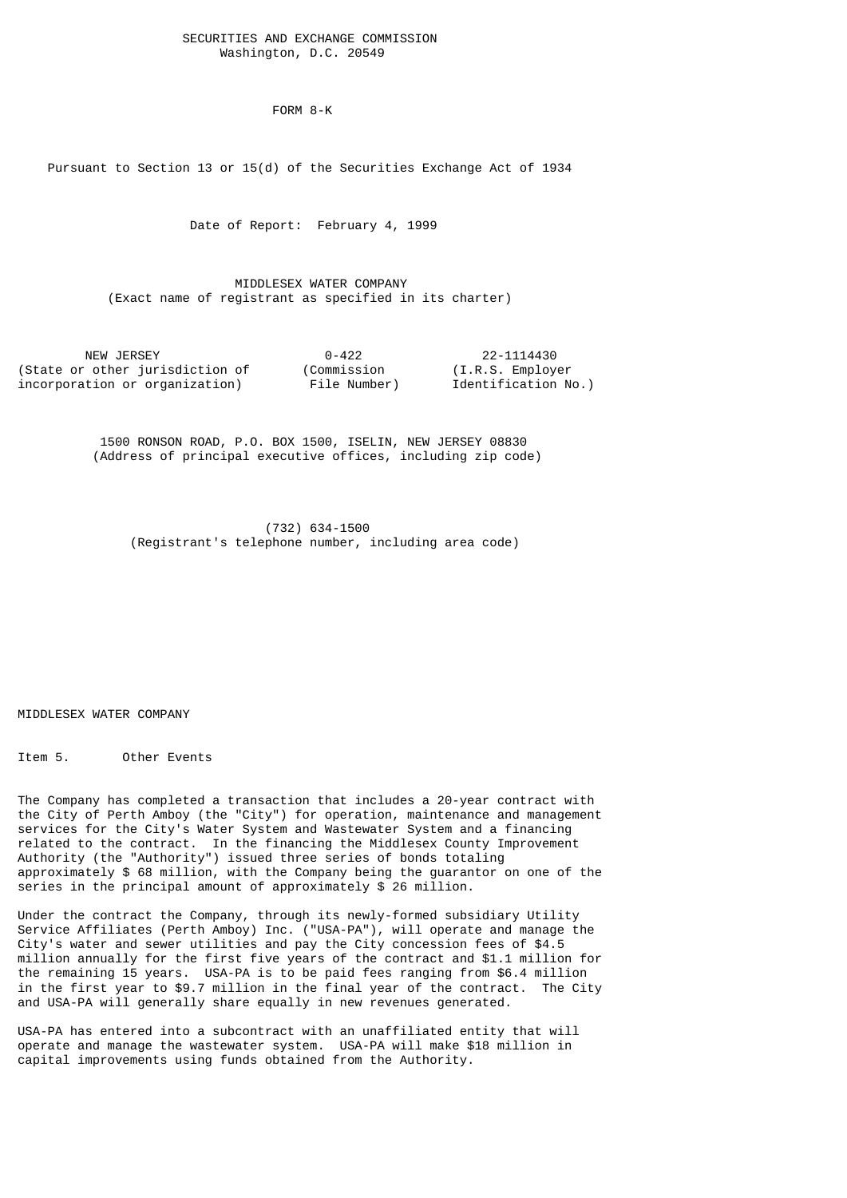SECURITIES AND EXCHANGE COMMISSION
Washington, D.C. 20549

FORM 8-K

Pursuant to Section 13 or 15(d) of the Securities Exchange Act of 1934

Date of Report: February 4, 1999

MIDDLESEX WATER COMPANY
(Exact name of registrant as specified in its charter)

| NEW JERSEY | 0-422 | 22-1114430 |
|---|---|---|
| (State or other jurisdiction of incorporation or organization) | (Commission File Number) | (I.R.S. Employer Identification No.) |

1500 RONSON ROAD, P.O. BOX 1500, ISELIN, NEW JERSEY 08830
(Address of principal executive offices, including zip code)

(732) 634-1500
(Registrant's telephone number, including area code)

MIDDLESEX WATER COMPANY

Item 5. Other Events

The Company has completed a transaction that includes a 20-year contract with the City of Perth Amboy (the "City") for operation, maintenance and management services for the City's Water System and Wastewater System and a financing related to the contract. In the financing the Middlesex County Improvement Authority (the "Authority") issued three series of bonds totaling approximately $ 68 million, with the Company being the guarantor on one of the series in the principal amount of approximately $ 26 million.

Under the contract the Company, through its newly-formed subsidiary Utility Service Affiliates (Perth Amboy) Inc. ("USA-PA"), will operate and manage the City's water and sewer utilities and pay the City concession fees of $4.5 million annually for the first five years of the contract and $1.1 million for the remaining 15 years. USA-PA is to be paid fees ranging from $6.4 million in the first year to $9.7 million in the final year of the contract. The City and USA-PA will generally share equally in new revenues generated.

USA-PA has entered into a subcontract with an unaffiliated entity that will operate and manage the wastewater system. USA-PA will make $18 million in capital improvements using funds obtained from the Authority.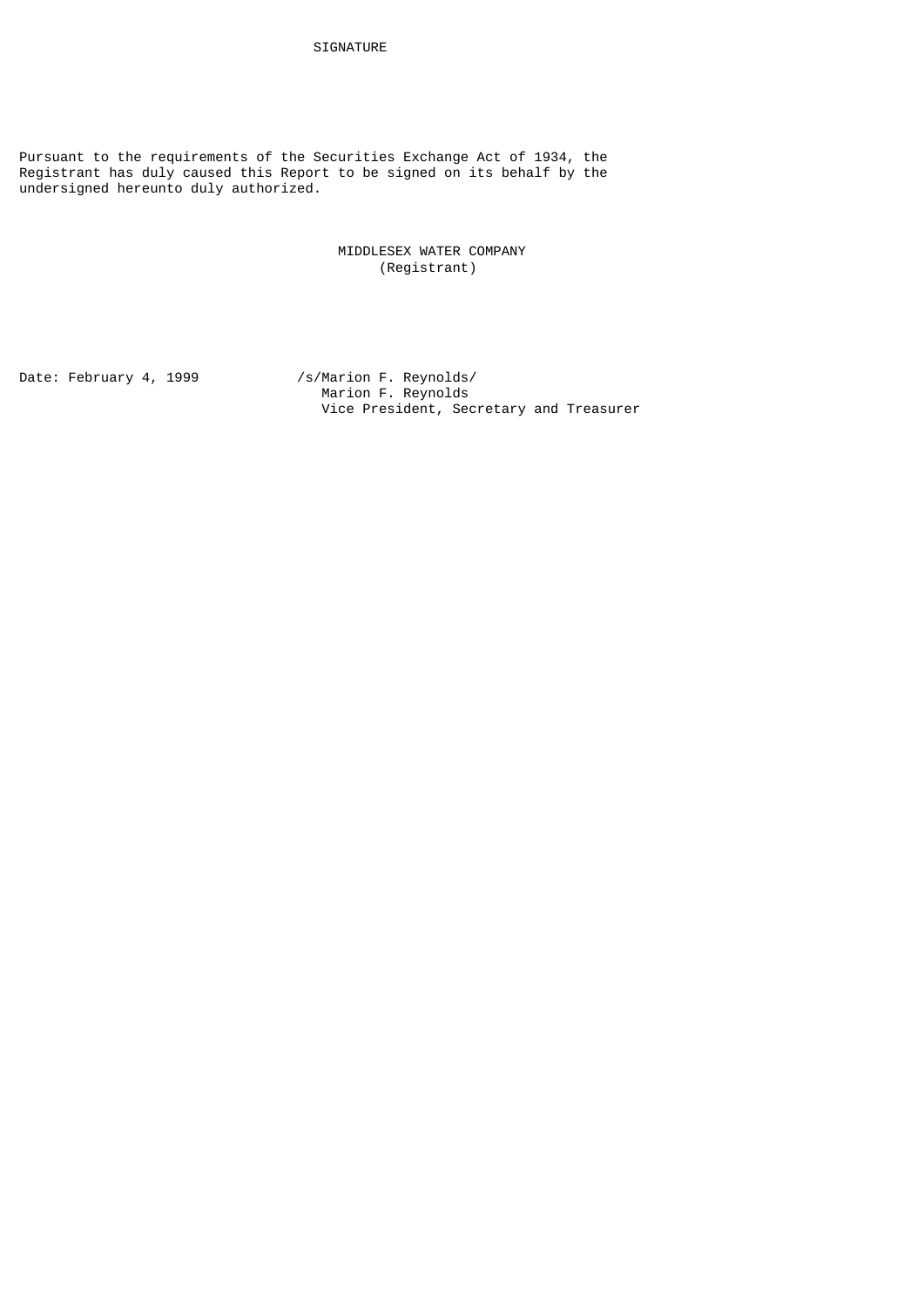## SIGNATURE

Pursuant to the requirements of the Securities Exchange Act of 1934, the Registrant has duly caused this Report to be signed on its behalf by the undersigned hereunto duly authorized.

MIDDLESEX WATER COMPANY
(Registrant)

Date: February 4, 1999

/s/Marion F. Reynolds/
Marion F. Reynolds
Vice President, Secretary and Treasurer